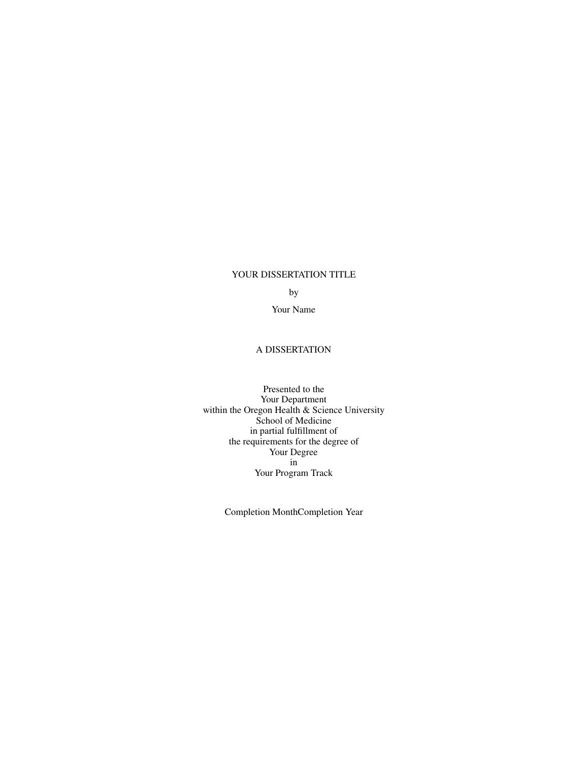YOUR DISSERTATION TITLE

by

Your Name

A DISSERTATION

Presented to the
Your Department
within the Oregon Health & Science University
School of Medicine
in partial fulfillment of
the requirements for the degree of
Your Degree
in
Your Program Track

Completion MonthCompletion Year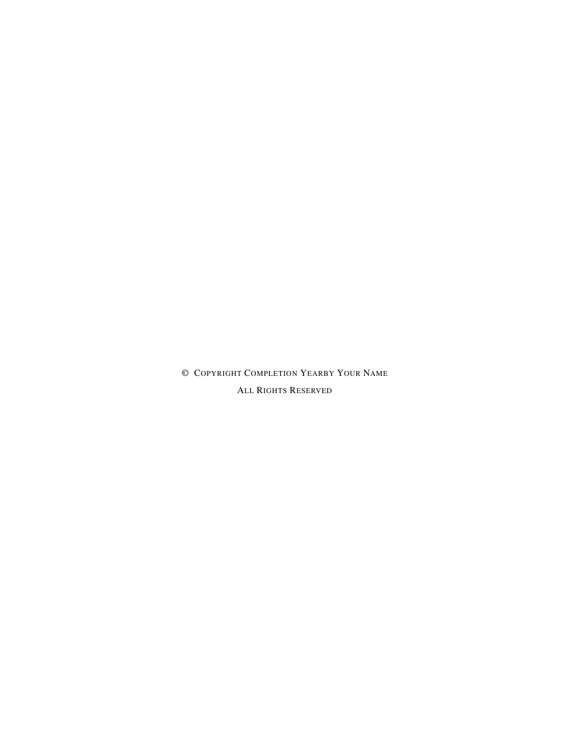© COPYRIGHT COMPLETION YEARBY YOUR NAME

ALL RIGHTS RESERVED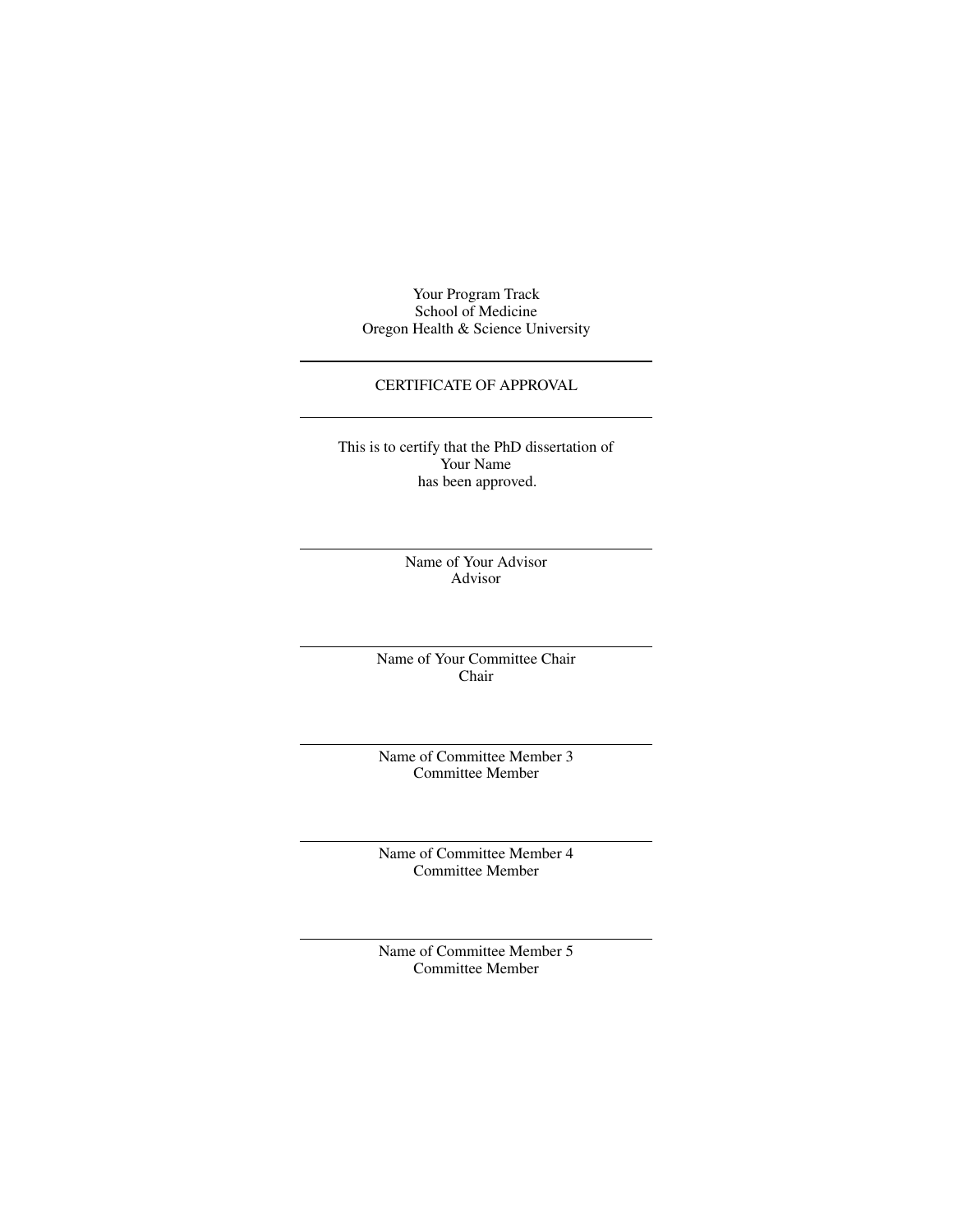Your Program Track
School of Medicine
Oregon Health & Science University

---

CERTIFICATE OF APPROVAL

---

This is to certify that the PhD dissertation of
Your Name
has been approved.

---

Name of Your Advisor
Advisor

---

Name of Your Committee Chair
Chair

---

Name of Committee Member 3
Committee Member

---

Name of Committee Member 4
Committee Member

---

Name of Committee Member 5
Committee Member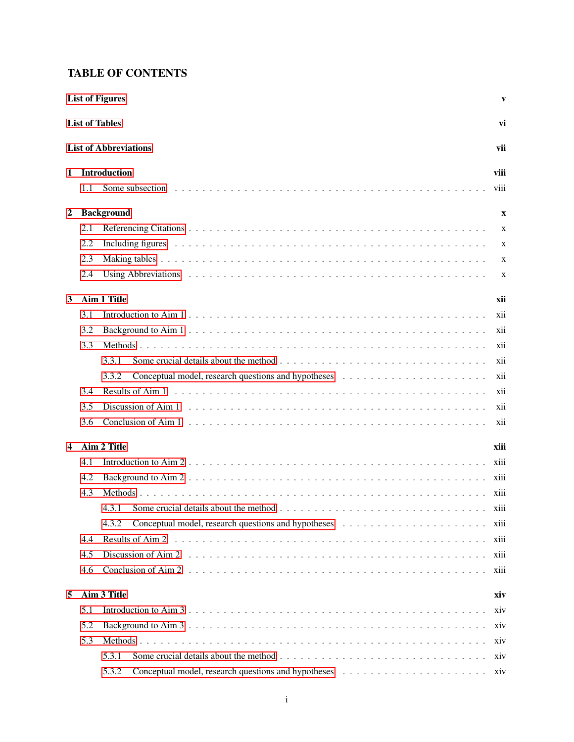# TABLE OF CONTENTS

**List of Figures** v

**List of Tables** vi

**List of Abbreviations** vii

**1 Introduction** viii

- 1.1 Some subsection . . . viii

**2 Background** x

- 2.1 Referencing Citations . . . x
- 2.2 Including figures . . . x
- 2.3 Making tables . . . x
- 2.4 Using Abbreviations . . . x

**3 Aim 1 Title** xii

- 3.1 Introduction to Aim 1 . . . xii
- 3.2 Background to Aim 1 . . . xii
- 3.3 Methods . . . xii
  - 3.3.1 Some crucial details about the method . . . xii
  - 3.3.2 Conceptual model, research questions and hypotheses . . . xii
- 3.4 Results of Aim 1 . . . xii
- 3.5 Discussion of Aim 1 . . . xii
- 3.6 Conclusion of Aim 1 . . . xii

**4 Aim 2 Title** xiii

- 4.1 Introduction to Aim 2 . . . xiii
- 4.2 Background to Aim 2 . . . xiii
- 4.3 Methods . . . xiii
  - 4.3.1 Some crucial details about the method . . . xiii
  - 4.3.2 Conceptual model, research questions and hypotheses . . . xiii
- 4.4 Results of Aim 2 . . . xiii
- 4.5 Discussion of Aim 2 . . . xiii
- 4.6 Conclusion of Aim 2 . . . xiii

**5 Aim 3 Title** xiv

- 5.1 Introduction to Aim 3 . . . xiv
- 5.2 Background to Aim 3 . . . xiv
- 5.3 Methods . . . xiv
  - 5.3.1 Some crucial details about the method . . . xiv
  - 5.3.2 Conceptual model, research questions and hypotheses . . . xiv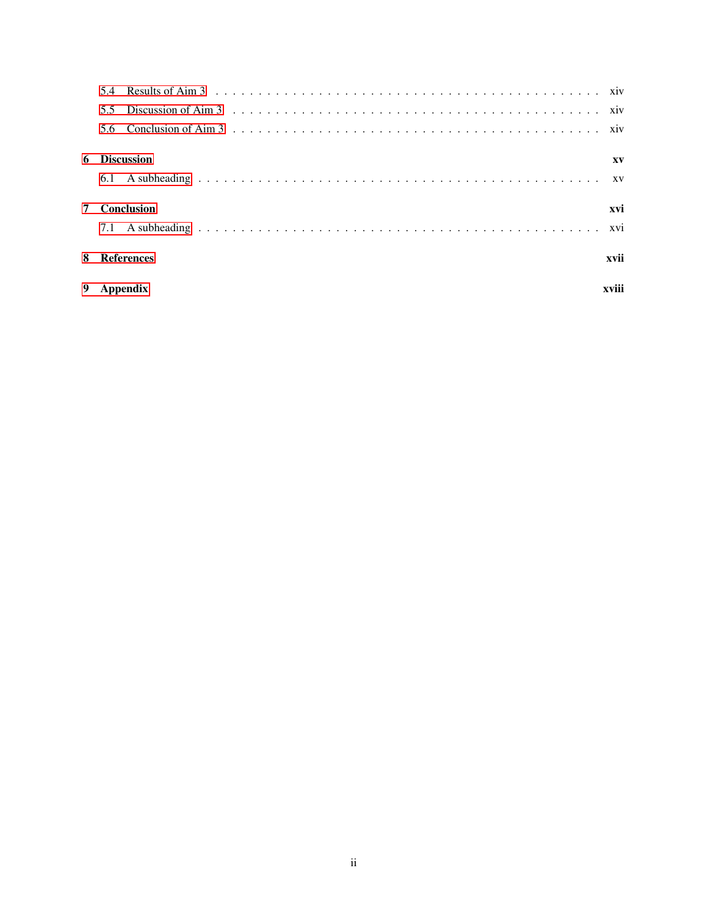- 5.4 Results of Aim 3 . . . . . . . . . . . . . . . . . . . . . . . . . . . . . . . . . . . . . . . . . xiv
- 5.5 Discussion of Aim 3 . . . . . . . . . . . . . . . . . . . . . . . . . . . . . . . . . . . . . . . xiv
- 5.6 Conclusion of Aim 3 . . . . . . . . . . . . . . . . . . . . . . . . . . . . . . . . . . . . . . . xiv

**6 Discussion** **xv**

- 6.1 A subheading . . . . . . . . . . . . . . . . . . . . . . . . . . . . . . . . . . . . . . . . . . . xv

**7 Conclusion** **xvi**

- 7.1 A subheading . . . . . . . . . . . . . . . . . . . . . . . . . . . . . . . . . . . . . . . . . . . xvi

**8 References** **xvii**

**9 Appendix** **xviii**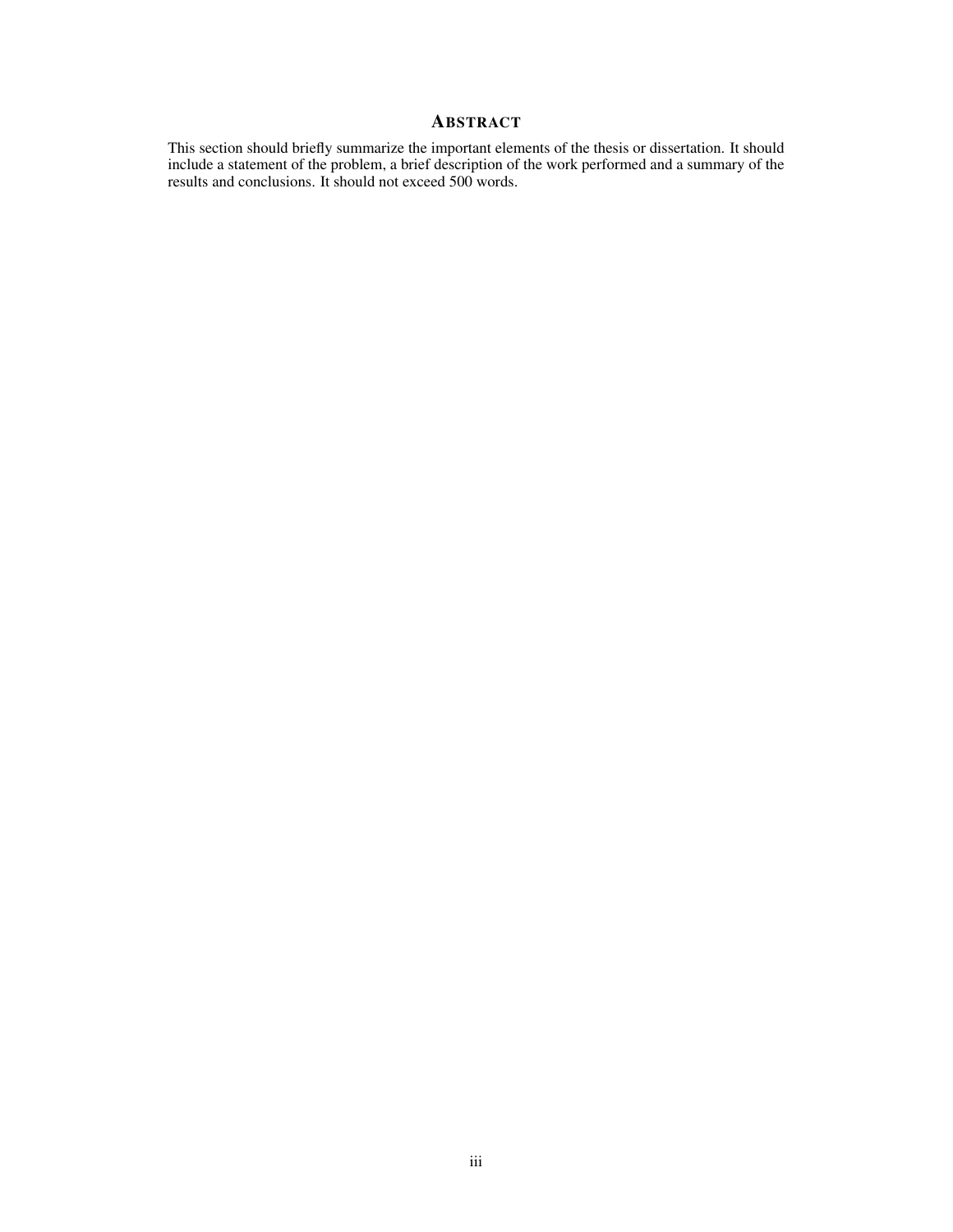## Abstract

This section should briefly summarize the important elements of the thesis or dissertation. It should include a statement of the problem, a brief description of the work performed and a summary of the results and conclusions. It should not exceed 500 words.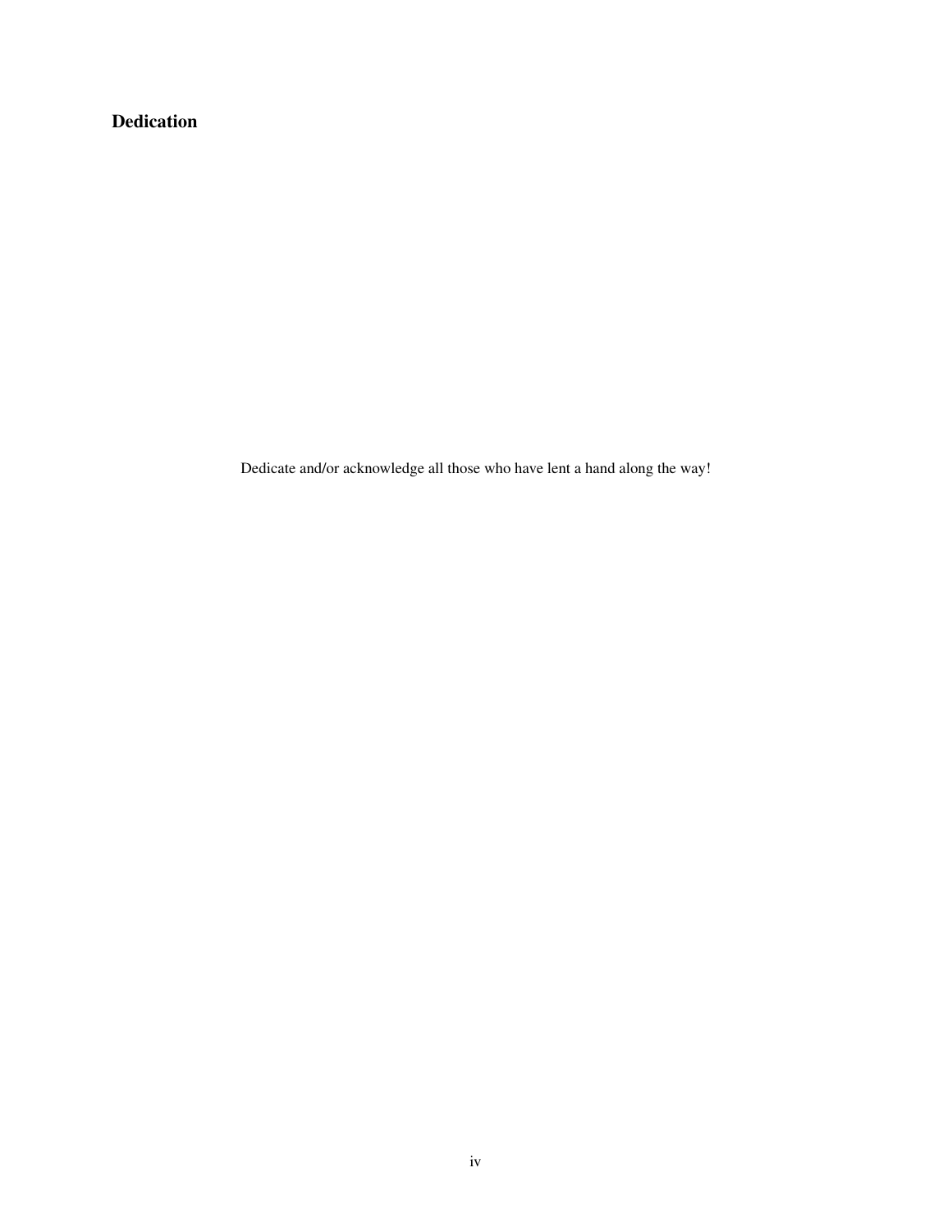# Dedication

Dedicate and/or acknowledge all those who have lent a hand along the way!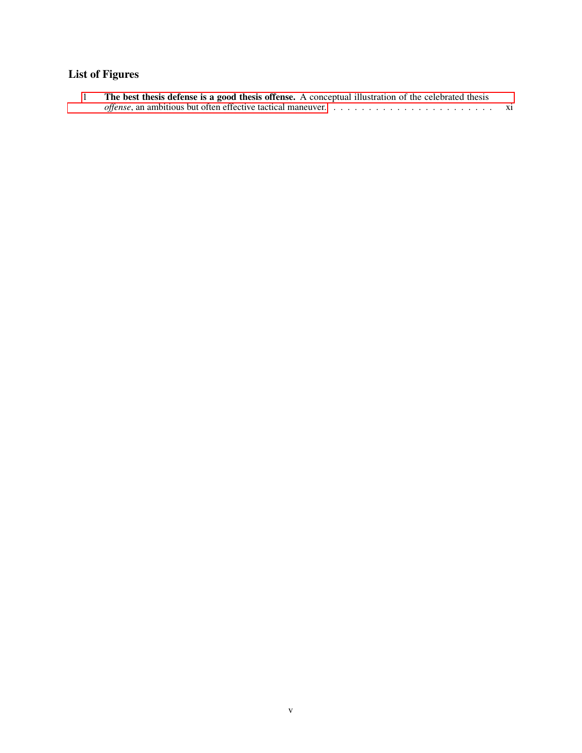## List of Figures

1 **The best thesis defense is a good thesis offense.** A conceptual illustration of the celebrated thesis *offense*, an ambitious but often effective tactical maneuver. . . . . . . . . . . . . . . . . . . . . . . . xi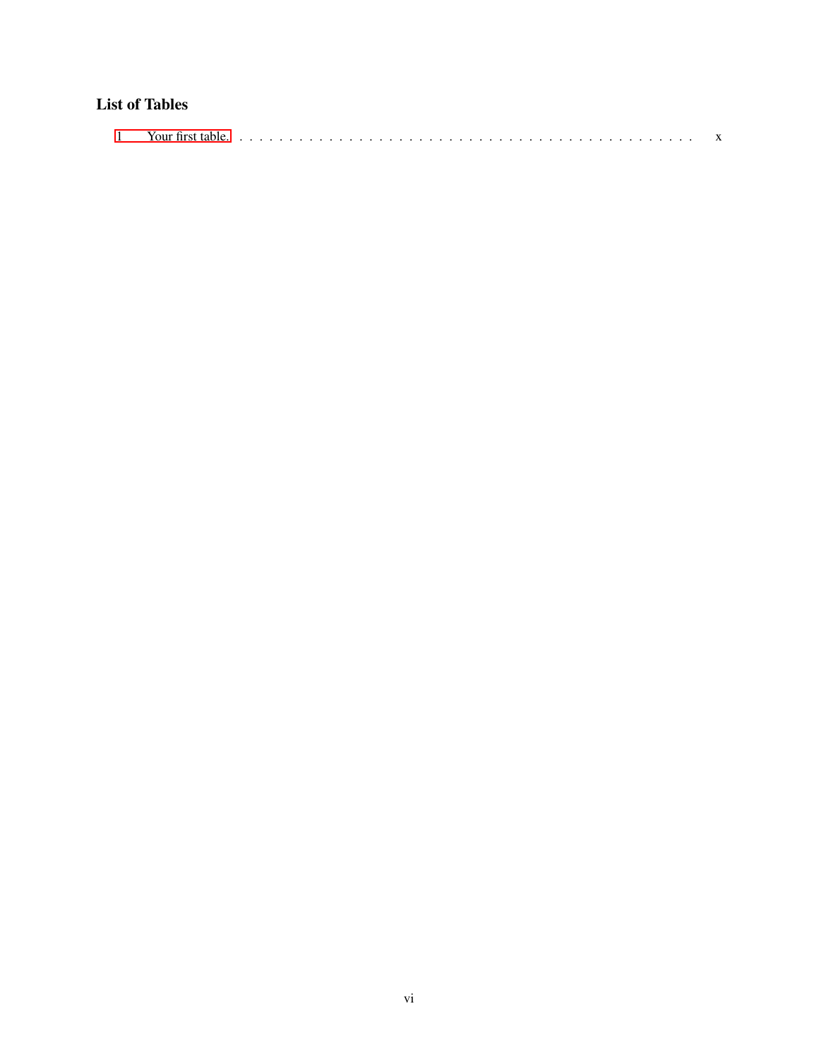## List of Tables

1 Your first table. . . . . . . . . . . . . . . . . . . . . . . . . . . . . . . . . . . . . . . . . . . . . . x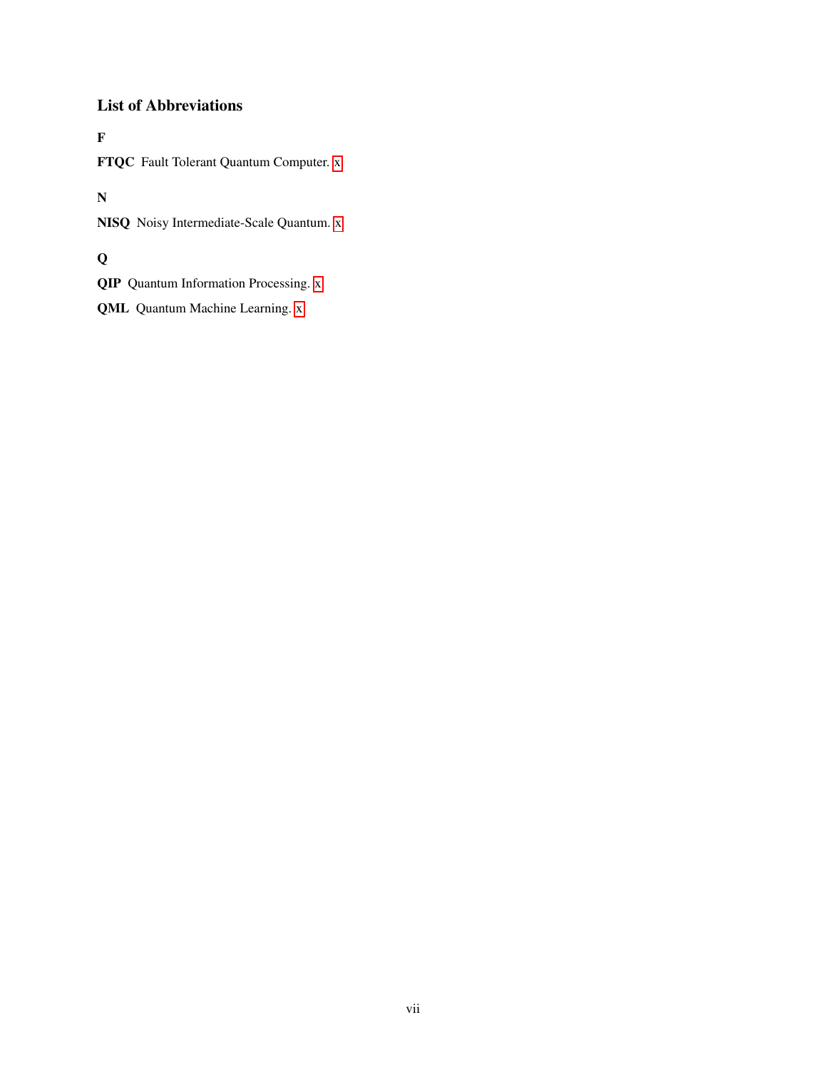## List of Abbreviations

**F**

**FTQC** Fault Tolerant Quantum Computer. x

**N**

**NISQ** Noisy Intermediate-Scale Quantum. x

**Q**

**QIP** Quantum Information Processing. x

**QML** Quantum Machine Learning. x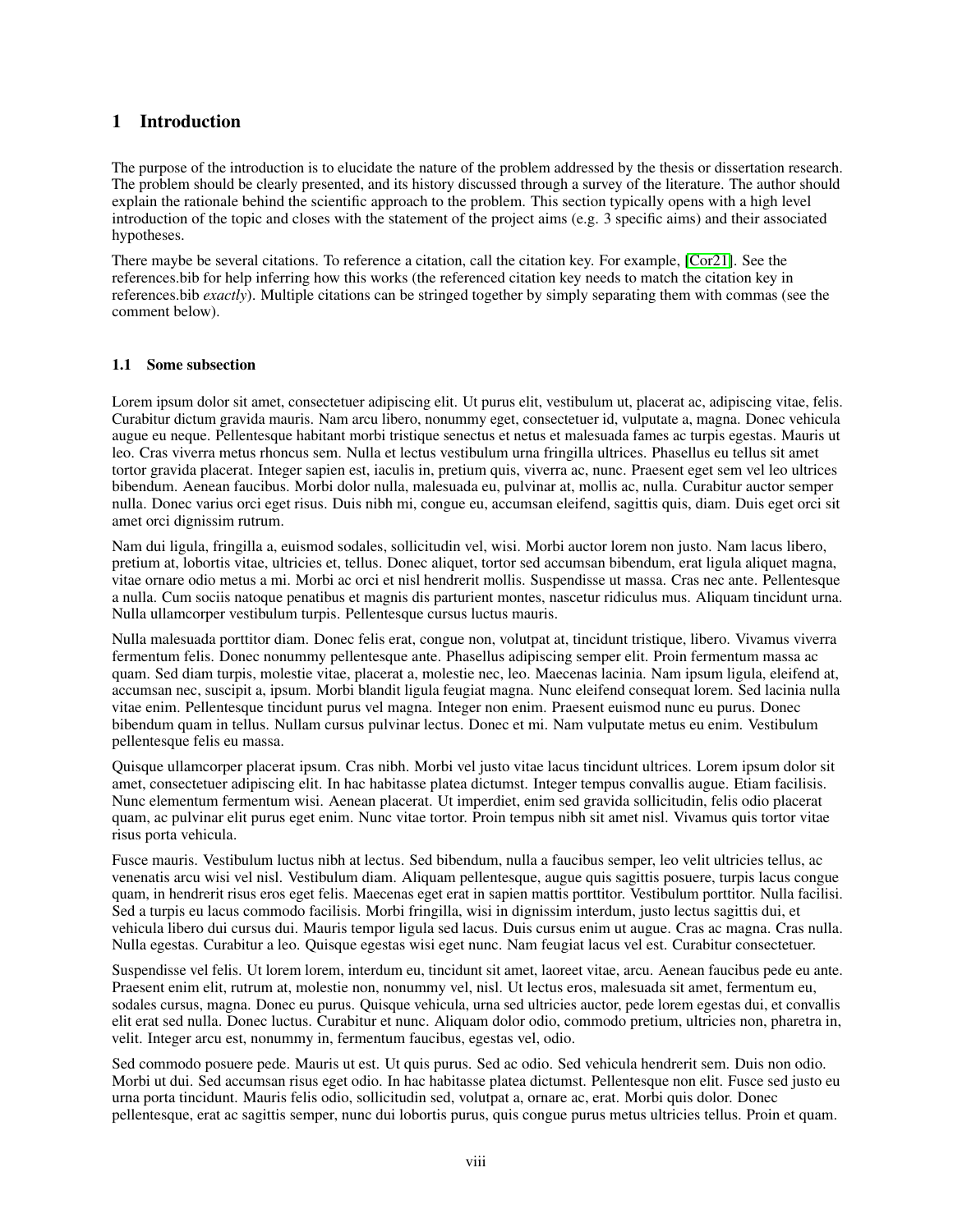# 1 Introduction

The purpose of the introduction is to elucidate the nature of the problem addressed by the thesis or dissertation research. The problem should be clearly presented, and its history discussed through a survey of the literature. The author should explain the rationale behind the scientific approach to the problem. This section typically opens with a high level introduction of the topic and closes with the statement of the project aims (e.g. 3 specific aims) and their associated hypotheses.

There maybe be several citations. To reference a citation, call the citation key. For example, [Cor21]. See the references.bib for help inferring how this works (the referenced citation key needs to match the citation key in references.bib *exactly*). Multiple citations can be stringed together by simply separating them with commas (see the comment below).

## 1.1 Some subsection

Lorem ipsum dolor sit amet, consectetuer adipiscing elit. Ut purus elit, vestibulum ut, placerat ac, adipiscing vitae, felis. Curabitur dictum gravida mauris. Nam arcu libero, nonummy eget, consectetuer id, vulputate a, magna. Donec vehicula augue eu neque. Pellentesque habitant morbi tristique senectus et netus et malesuada fames ac turpis egestas. Mauris ut leo. Cras viverra metus rhoncus sem. Nulla et lectus vestibulum urna fringilla ultrices. Phasellus eu tellus sit amet tortor gravida placerat. Integer sapien est, iaculis in, pretium quis, viverra ac, nunc. Praesent eget sem vel leo ultrices bibendum. Aenean faucibus. Morbi dolor nulla, malesuada eu, pulvinar at, mollis ac, nulla. Curabitur auctor semper nulla. Donec varius orci eget risus. Duis nibh mi, congue eu, accumsan eleifend, sagittis quis, diam. Duis eget orci sit amet orci dignissim rutrum.

Nam dui ligula, fringilla a, euismod sodales, sollicitudin vel, wisi. Morbi auctor lorem non justo. Nam lacus libero, pretium at, lobortis vitae, ultricies et, tellus. Donec aliquet, tortor sed accumsan bibendum, erat ligula aliquet magna, vitae ornare odio metus a mi. Morbi ac orci et nisl hendrerit mollis. Suspendisse ut massa. Cras nec ante. Pellentesque a nulla. Cum sociis natoque penatibus et magnis dis parturient montes, nascetur ridiculus mus. Aliquam tincidunt urna. Nulla ullamcorper vestibulum turpis. Pellentesque cursus luctus mauris.

Nulla malesuada porttitor diam. Donec felis erat, congue non, volutpat at, tincidunt tristique, libero. Vivamus viverra fermentum felis. Donec nonummy pellentesque ante. Phasellus adipiscing semper elit. Proin fermentum massa ac quam. Sed diam turpis, molestie vitae, placerat a, molestie nec, leo. Maecenas lacinia. Nam ipsum ligula, eleifend at, accumsan nec, suscipit a, ipsum. Morbi blandit ligula feugiat magna. Nunc eleifend consequat lorem. Sed lacinia nulla vitae enim. Pellentesque tincidunt purus vel magna. Integer non enim. Praesent euismod nunc eu purus. Donec bibendum quam in tellus. Nullam cursus pulvinar lectus. Donec et mi. Nam vulputate metus eu enim. Vestibulum pellentesque felis eu massa.

Quisque ullamcorper placerat ipsum. Cras nibh. Morbi vel justo vitae lacus tincidunt ultrices. Lorem ipsum dolor sit amet, consectetuer adipiscing elit. In hac habitasse platea dictumst. Integer tempus convallis augue. Etiam facilisis. Nunc elementum fermentum wisi. Aenean placerat. Ut imperdiet, enim sed gravida sollicitudin, felis odio placerat quam, ac pulvinar elit purus eget enim. Nunc vitae tortor. Proin tempus nibh sit amet nisl. Vivamus quis tortor vitae risus porta vehicula.

Fusce mauris. Vestibulum luctus nibh at lectus. Sed bibendum, nulla a faucibus semper, leo velit ultricies tellus, ac venenatis arcu wisi vel nisl. Vestibulum diam. Aliquam pellentesque, augue quis sagittis posuere, turpis lacus congue quam, in hendrerit risus eros eget felis. Maecenas eget erat in sapien mattis porttitor. Vestibulum porttitor. Nulla facilisi. Sed a turpis eu lacus commodo facilisis. Morbi fringilla, wisi in dignissim interdum, justo lectus sagittis dui, et vehicula libero dui cursus dui. Mauris tempor ligula sed lacus. Duis cursus enim ut augue. Cras ac magna. Cras nulla. Nulla egestas. Curabitur a leo. Quisque egestas wisi eget nunc. Nam feugiat lacus vel est. Curabitur consectetuer.

Suspendisse vel felis. Ut lorem lorem, interdum eu, tincidunt sit amet, laoreet vitae, arcu. Aenean faucibus pede eu ante. Praesent enim elit, rutrum at, molestie non, nonummy vel, nisl. Ut lectus eros, malesuada sit amet, fermentum eu, sodales cursus, magna. Donec eu purus. Quisque vehicula, urna sed ultricies auctor, pede lorem egestas dui, et convallis elit erat sed nulla. Donec luctus. Curabitur et nunc. Aliquam dolor odio, commodo pretium, ultricies non, pharetra in, velit. Integer arcu est, nonummy in, fermentum faucibus, egestas vel, odio.

Sed commodo posuere pede. Mauris ut est. Ut quis purus. Sed ac odio. Sed vehicula hendrerit sem. Duis non odio. Morbi ut dui. Sed accumsan risus eget odio. In hac habitasse platea dictumst. Pellentesque non elit. Fusce sed justo eu urna porta tincidunt. Mauris felis odio, sollicitudin sed, volutpat a, ornare ac, erat. Morbi quis dolor. Donec pellentesque, erat ac sagittis semper, nunc dui lobortis purus, quis congue purus metus ultricies tellus. Proin et quam.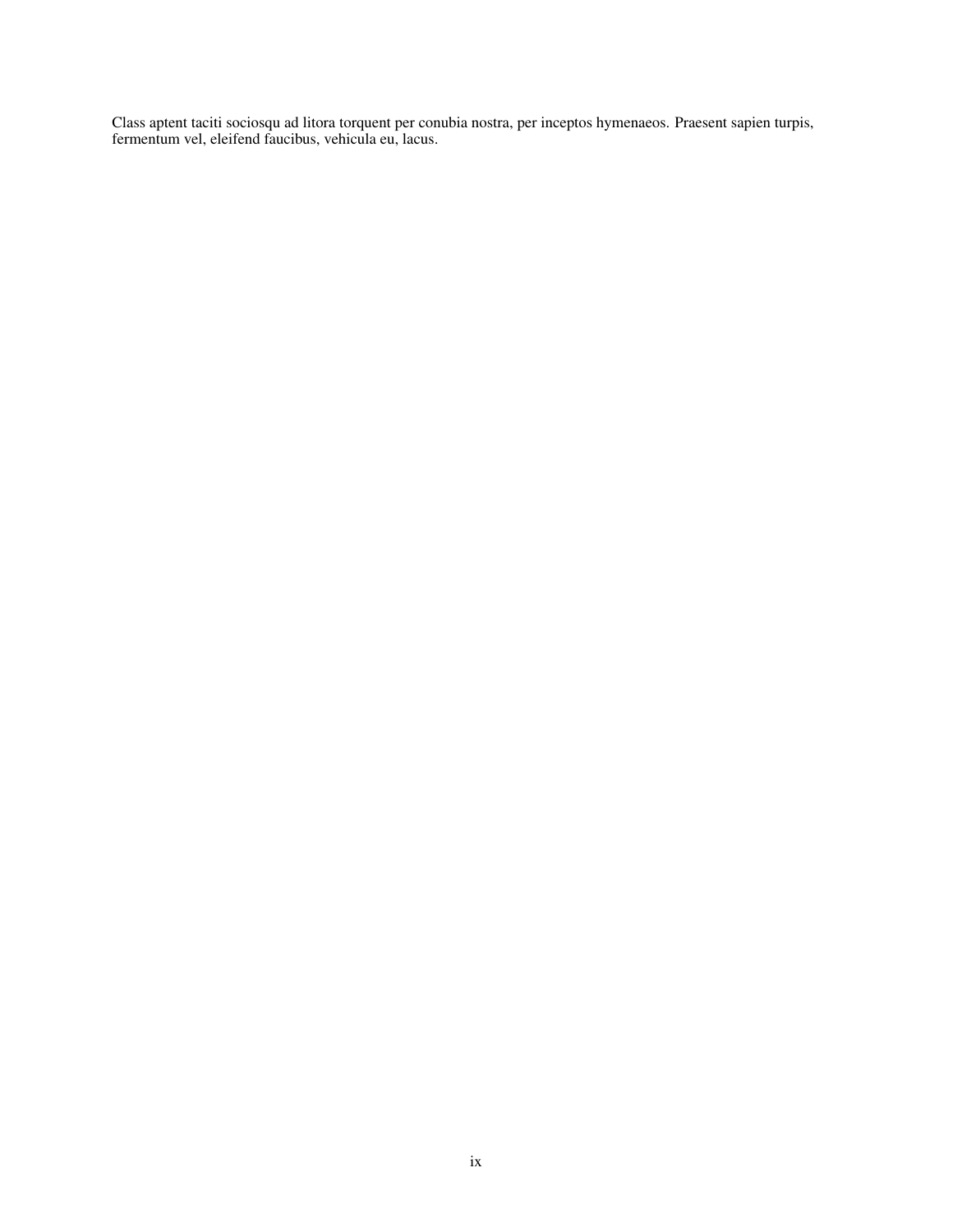Class aptent taciti sociosqu ad litora torquent per conubia nostra, per inceptos hymenaeos. Praesent sapien turpis, fermentum vel, eleifend faucibus, vehicula eu, lacus.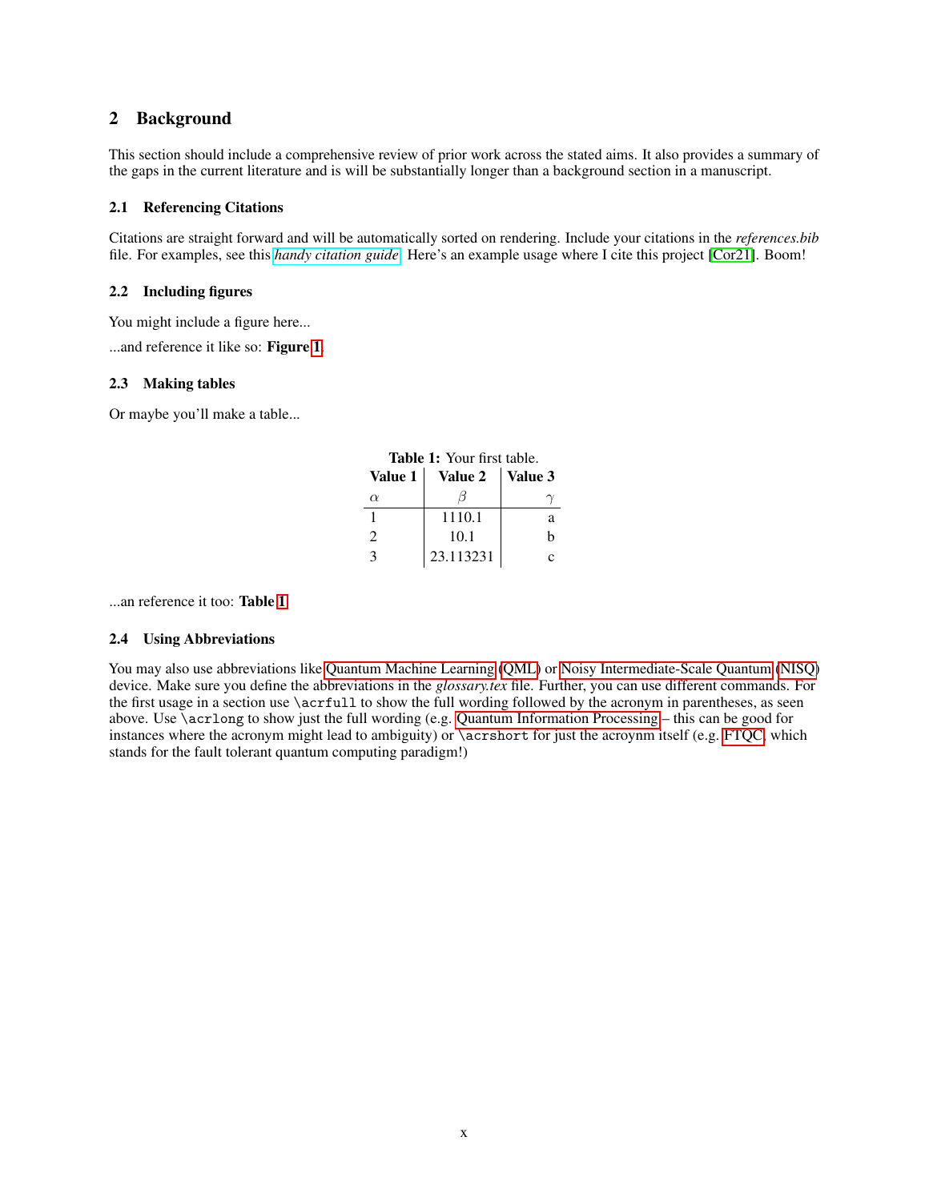## 2 Background

This section should include a comprehensive review of prior work across the stated aims. It also provides a summary of the gaps in the current literature and is will be substantially longer than a background section in a manuscript.

### 2.1 Referencing Citations

Citations are straight forward and will be automatically sorted on rendering. Include your citations in the *references.bib* file. For examples, see this *handy citation guide*. Here's an example usage where I cite this project [Cor21]. Boom!

### 2.2 Including figures

You might include a figure here...

...and reference it like so: **Figure 1**.

### 2.3 Making tables

Or maybe you'll make a table...

**Table 1:** Your first table.

| Value 1 | Value 2 | Value 3 |
|---|---|---|
| $\alpha$ | $\beta$ | $\gamma$ |
| 1 | 1110.1 | a |
| 2 | 10.1 | b |
| 3 | 23.113231 | c |

...an reference it too: **Table 1**

### 2.4 Using Abbreviations

You may also use abbreviations like Quantum Machine Learning (QML) or Noisy Intermediate-Scale Quantum (NISQ) device. Make sure you define the abbreviations in the *glossary.tex* file. Further, you can use different commands. For the first usage in a section use `\acrfull` to show the full wording followed by the acronym in parentheses, as seen above. Use `\acrlong` to show just the full wording (e.g. Quantum Information Processing – this can be good for instances where the acronym might lead to ambiguity) or `\acrshort` for just the acroynm itself (e.g. FTQC, which stands for the fault tolerant quantum computing paradigm!)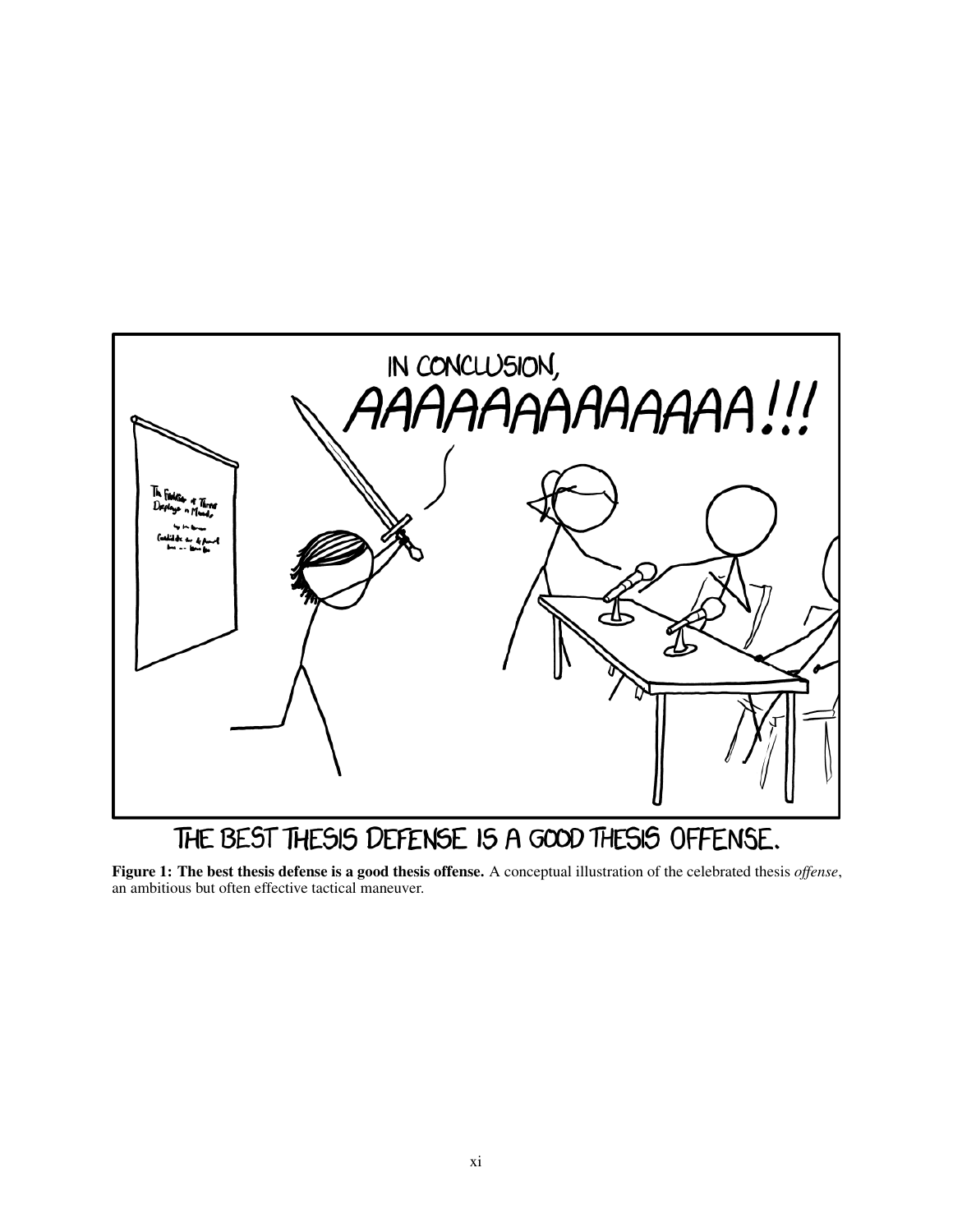**Figure 1: The best thesis defense is a good thesis offense.** A conceptual illustration of the celebrated thesis *offense*, an ambitious but often effective tactical maneuver.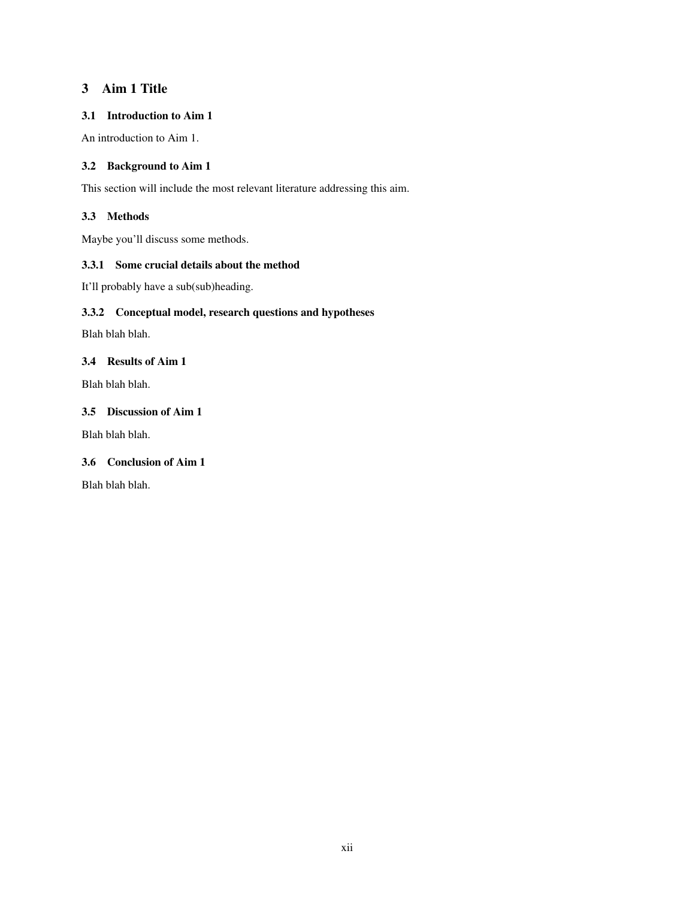# 3 Aim 1 Title

## 3.1 Introduction to Aim 1

An introduction to Aim 1.

## 3.2 Background to Aim 1

This section will include the most relevant literature addressing this aim.

## 3.3 Methods

Maybe you'll discuss some methods.

### 3.3.1 Some crucial details about the method

It'll probably have a sub(sub)heading.

### 3.3.2 Conceptual model, research questions and hypotheses

Blah blah blah.

## 3.4 Results of Aim 1

Blah blah blah.

## 3.5 Discussion of Aim 1

Blah blah blah.

## 3.6 Conclusion of Aim 1

Blah blah blah.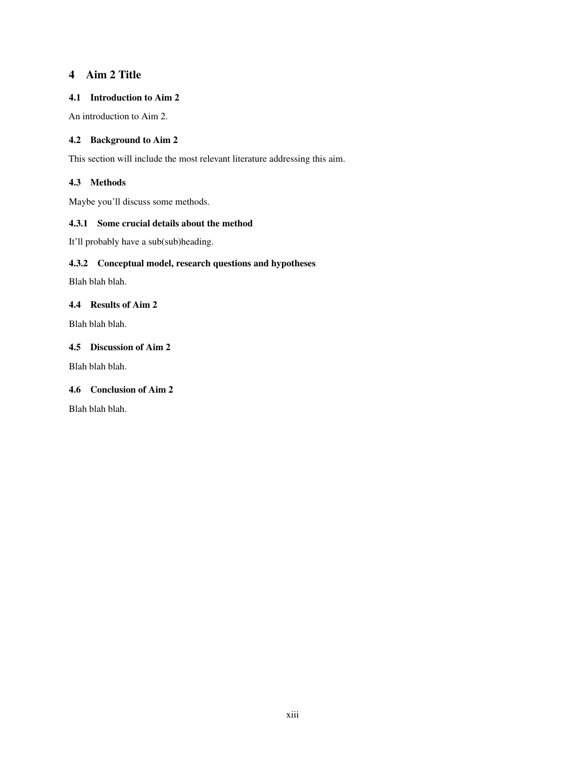# 4 Aim 2 Title

## 4.1 Introduction to Aim 2

An introduction to Aim 2.

## 4.2 Background to Aim 2

This section will include the most relevant literature addressing this aim.

## 4.3 Methods

Maybe you'll discuss some methods.

### 4.3.1 Some crucial details about the method

It'll probably have a sub(sub)heading.

### 4.3.2 Conceptual model, research questions and hypotheses

Blah blah blah.

## 4.4 Results of Aim 2

Blah blah blah.

## 4.5 Discussion of Aim 2

Blah blah blah.

## 4.6 Conclusion of Aim 2

Blah blah blah.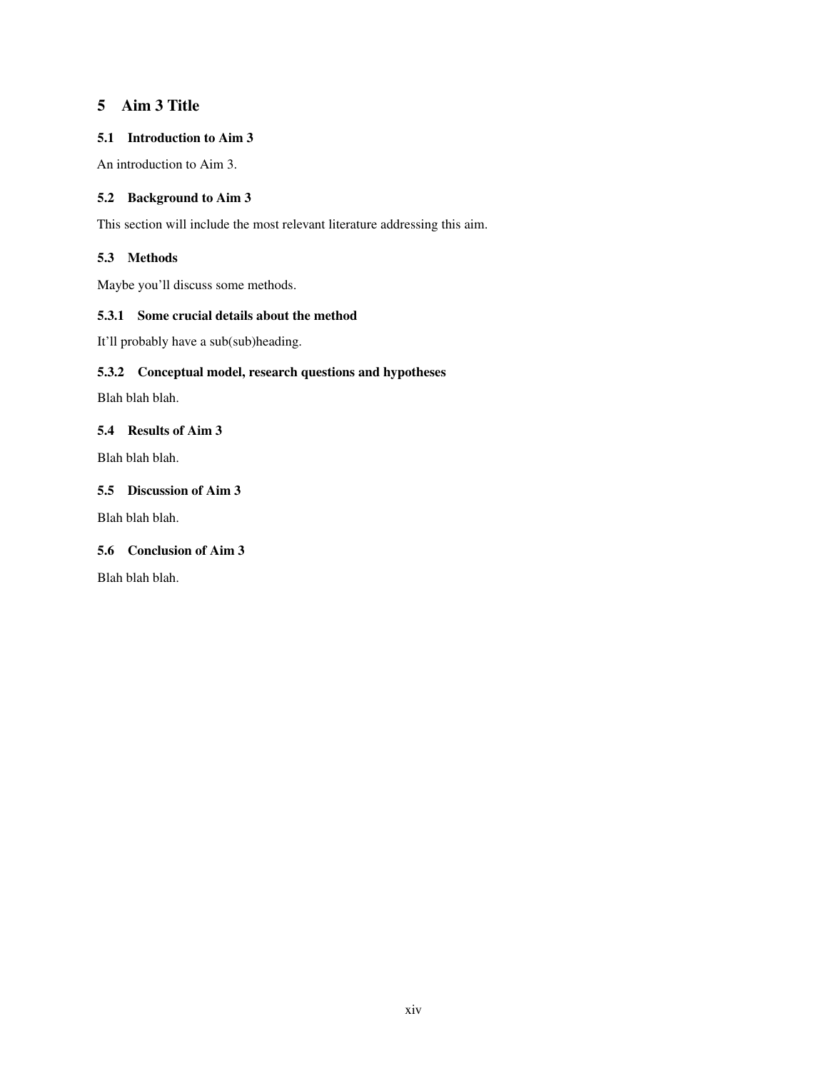# 5 Aim 3 Title

## 5.1 Introduction to Aim 3

An introduction to Aim 3.

## 5.2 Background to Aim 3

This section will include the most relevant literature addressing this aim.

## 5.3 Methods

Maybe you'll discuss some methods.

### 5.3.1 Some crucial details about the method

It'll probably have a sub(sub)heading.

### 5.3.2 Conceptual model, research questions and hypotheses

Blah blah blah.

## 5.4 Results of Aim 3

Blah blah blah.

## 5.5 Discussion of Aim 3

Blah blah blah.

## 5.6 Conclusion of Aim 3

Blah blah blah.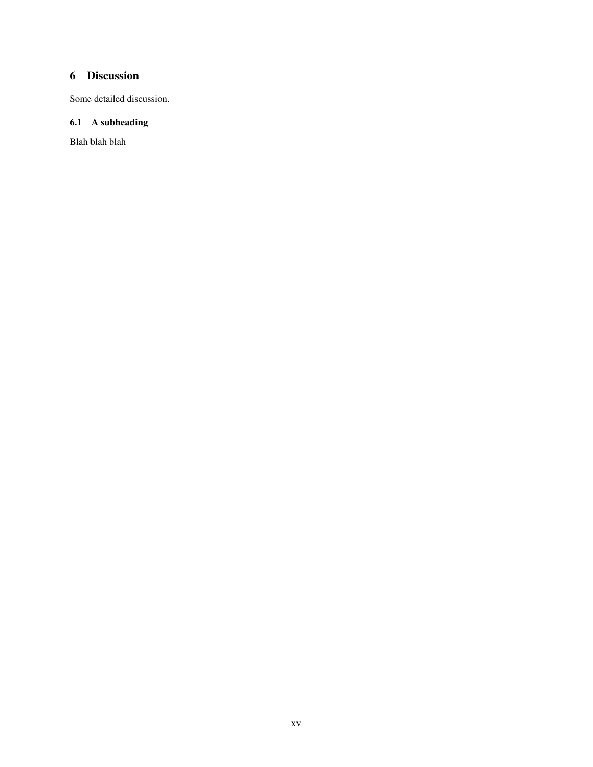# 6 Discussion

Some detailed discussion.

## 6.1 A subheading

Blah blah blah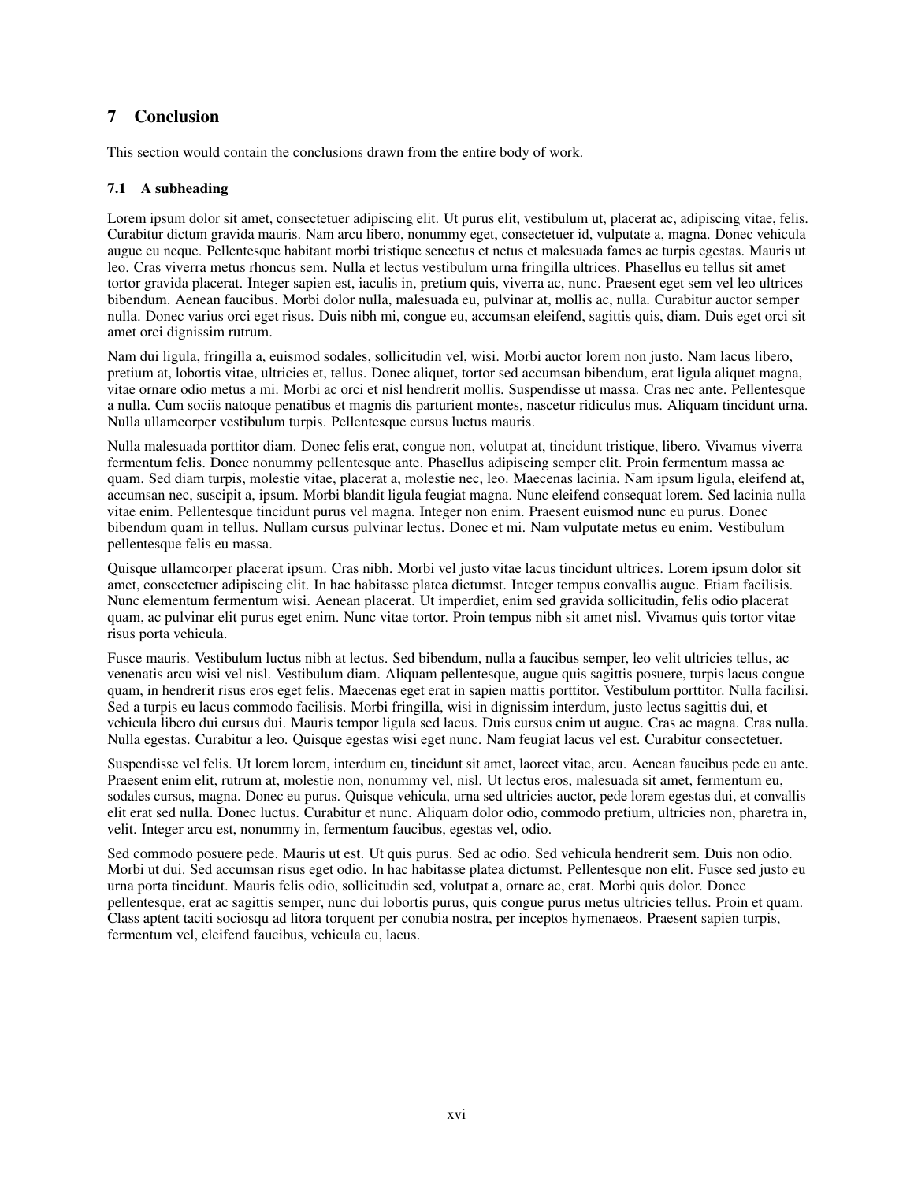# 7 Conclusion

This section would contain the conclusions drawn from the entire body of work.

## 7.1 A subheading

Lorem ipsum dolor sit amet, consectetuer adipiscing elit. Ut purus elit, vestibulum ut, placerat ac, adipiscing vitae, felis. Curabitur dictum gravida mauris. Nam arcu libero, nonummy eget, consectetuer id, vulputate a, magna. Donec vehicula augue eu neque. Pellentesque habitant morbi tristique senectus et netus et malesuada fames ac turpis egestas. Mauris ut leo. Cras viverra metus rhoncus sem. Nulla et lectus vestibulum urna fringilla ultrices. Phasellus eu tellus sit amet tortor gravida placerat. Integer sapien est, iaculis in, pretium quis, viverra ac, nunc. Praesent eget sem vel leo ultrices bibendum. Aenean faucibus. Morbi dolor nulla, malesuada eu, pulvinar at, mollis ac, nulla. Curabitur auctor semper nulla. Donec varius orci eget risus. Duis nibh mi, congue eu, accumsan eleifend, sagittis quis, diam. Duis eget orci sit amet orci dignissim rutrum.

Nam dui ligula, fringilla a, euismod sodales, sollicitudin vel, wisi. Morbi auctor lorem non justo. Nam lacus libero, pretium at, lobortis vitae, ultricies et, tellus. Donec aliquet, tortor sed accumsan bibendum, erat ligula aliquet magna, vitae ornare odio metus a mi. Morbi ac orci et nisl hendrerit mollis. Suspendisse ut massa. Cras nec ante. Pellentesque a nulla. Cum sociis natoque penatibus et magnis dis parturient montes, nascetur ridiculus mus. Aliquam tincidunt urna. Nulla ullamcorper vestibulum turpis. Pellentesque cursus luctus mauris.

Nulla malesuada porttitor diam. Donec felis erat, congue non, volutpat at, tincidunt tristique, libero. Vivamus viverra fermentum felis. Donec nonummy pellentesque ante. Phasellus adipiscing semper elit. Proin fermentum massa ac quam. Sed diam turpis, molestie vitae, placerat a, molestie nec, leo. Maecenas lacinia. Nam ipsum ligula, eleifend at, accumsan nec, suscipit a, ipsum. Morbi blandit ligula feugiat magna. Nunc eleifend consequat lorem. Sed lacinia nulla vitae enim. Pellentesque tincidunt purus vel magna. Integer non enim. Praesent euismod nunc eu purus. Donec bibendum quam in tellus. Nullam cursus pulvinar lectus. Donec et mi. Nam vulputate metus eu enim. Vestibulum pellentesque felis eu massa.

Quisque ullamcorper placerat ipsum. Cras nibh. Morbi vel justo vitae lacus tincidunt ultrices. Lorem ipsum dolor sit amet, consectetuer adipiscing elit. In hac habitasse platea dictumst. Integer tempus convallis augue. Etiam facilisis. Nunc elementum fermentum wisi. Aenean placerat. Ut imperdiet, enim sed gravida sollicitudin, felis odio placerat quam, ac pulvinar elit purus eget enim. Nunc vitae tortor. Proin tempus nibh sit amet nisl. Vivamus quis tortor vitae risus porta vehicula.

Fusce mauris. Vestibulum luctus nibh at lectus. Sed bibendum, nulla a faucibus semper, leo velit ultricies tellus, ac venenatis arcu wisi vel nisl. Vestibulum diam. Aliquam pellentesque, augue quis sagittis posuere, turpis lacus congue quam, in hendrerit risus eros eget felis. Maecenas eget erat in sapien mattis porttitor. Vestibulum porttitor. Nulla facilisi. Sed a turpis eu lacus commodo facilisis. Morbi fringilla, wisi in dignissim interdum, justo lectus sagittis dui, et vehicula libero dui cursus dui. Mauris tempor ligula sed lacus. Duis cursus enim ut augue. Cras ac magna. Cras nulla. Nulla egestas. Curabitur a leo. Quisque egestas wisi eget nunc. Nam feugiat lacus vel est. Curabitur consectetuer.

Suspendisse vel felis. Ut lorem lorem, interdum eu, tincidunt sit amet, laoreet vitae, arcu. Aenean faucibus pede eu ante. Praesent enim elit, rutrum at, molestie non, nonummy vel, nisl. Ut lectus eros, malesuada sit amet, fermentum eu, sodales cursus, magna. Donec eu purus. Quisque vehicula, urna sed ultricies auctor, pede lorem egestas dui, et convallis elit erat sed nulla. Donec luctus. Curabitur et nunc. Aliquam dolor odio, commodo pretium, ultricies non, pharetra in, velit. Integer arcu est, nonummy in, fermentum faucibus, egestas vel, odio.

Sed commodo posuere pede. Mauris ut est. Ut quis purus. Sed ac odio. Sed vehicula hendrerit sem. Duis non odio. Morbi ut dui. Sed accumsan risus eget odio. In hac habitasse platea dictumst. Pellentesque non elit. Fusce sed justo eu urna porta tincidunt. Mauris felis odio, sollicitudin sed, volutpat a, ornare ac, erat. Morbi quis dolor. Donec pellentesque, erat ac sagittis semper, nunc dui lobortis purus, quis congue purus metus ultricies tellus. Proin et quam. Class aptent taciti sociosqu ad litora torquent per conubia nostra, per inceptos hymenaeos. Praesent sapien turpis, fermentum vel, eleifend faucibus, vehicula eu, lacus.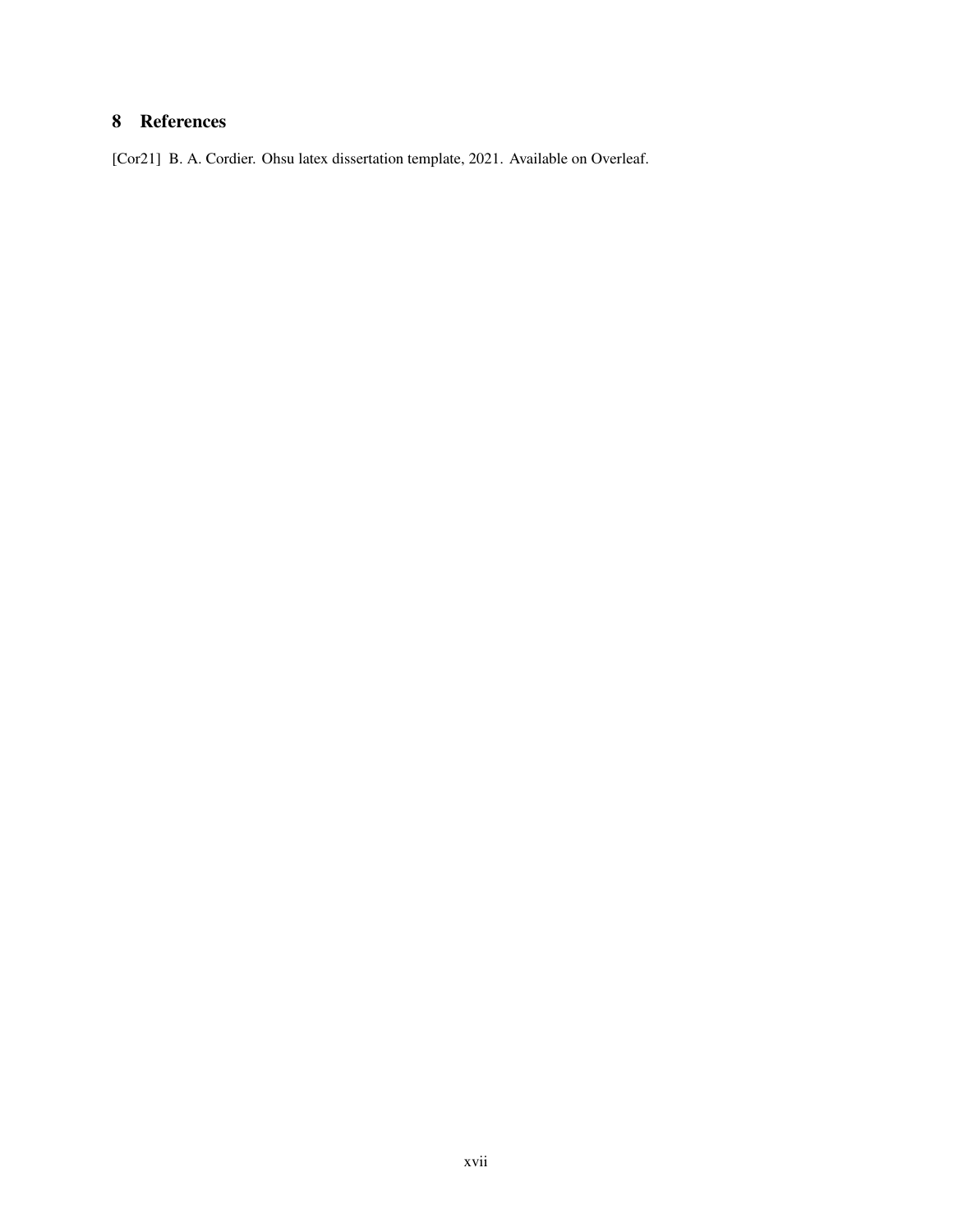## 8 References

[Cor21] B. A. Cordier. Ohsu latex dissertation template, 2021. Available on Overleaf.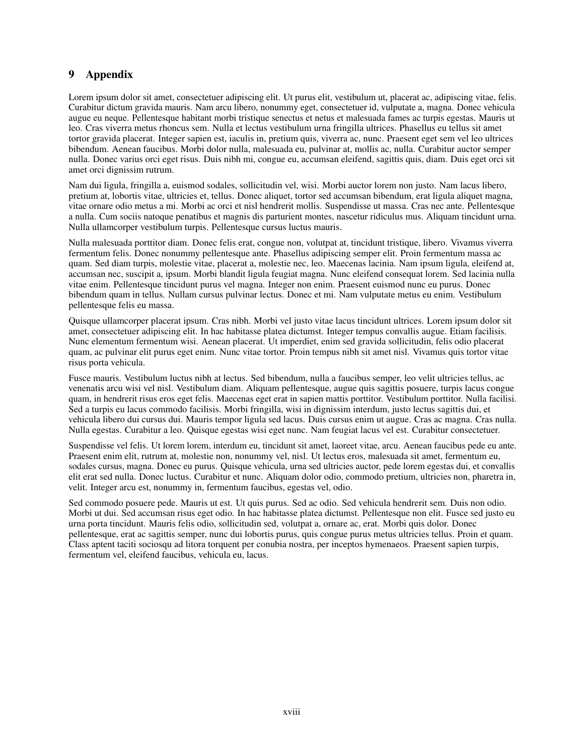# 9 Appendix

Lorem ipsum dolor sit amet, consectetuer adipiscing elit. Ut purus elit, vestibulum ut, placerat ac, adipiscing vitae, felis. Curabitur dictum gravida mauris. Nam arcu libero, nonummy eget, consectetuer id, vulputate a, magna. Donec vehicula augue eu neque. Pellentesque habitant morbi tristique senectus et netus et malesuada fames ac turpis egestas. Mauris ut leo. Cras viverra metus rhoncus sem. Nulla et lectus vestibulum urna fringilla ultrices. Phasellus eu tellus sit amet tortor gravida placerat. Integer sapien est, iaculis in, pretium quis, viverra ac, nunc. Praesent eget sem vel leo ultrices bibendum. Aenean faucibus. Morbi dolor nulla, malesuada eu, pulvinar at, mollis ac, nulla. Curabitur auctor semper nulla. Donec varius orci eget risus. Duis nibh mi, congue eu, accumsan eleifend, sagittis quis, diam. Duis eget orci sit amet orci dignissim rutrum.

Nam dui ligula, fringilla a, euismod sodales, sollicitudin vel, wisi. Morbi auctor lorem non justo. Nam lacus libero, pretium at, lobortis vitae, ultricies et, tellus. Donec aliquet, tortor sed accumsan bibendum, erat ligula aliquet magna, vitae ornare odio metus a mi. Morbi ac orci et nisl hendrerit mollis. Suspendisse ut massa. Cras nec ante. Pellentesque a nulla. Cum sociis natoque penatibus et magnis dis parturient montes, nascetur ridiculus mus. Aliquam tincidunt urna. Nulla ullamcorper vestibulum turpis. Pellentesque cursus luctus mauris.

Nulla malesuada porttitor diam. Donec felis erat, congue non, volutpat at, tincidunt tristique, libero. Vivamus viverra fermentum felis. Donec nonummy pellentesque ante. Phasellus adipiscing semper elit. Proin fermentum massa ac quam. Sed diam turpis, molestie vitae, placerat a, molestie nec, leo. Maecenas lacinia. Nam ipsum ligula, eleifend at, accumsan nec, suscipit a, ipsum. Morbi blandit ligula feugiat magna. Nunc eleifend consequat lorem. Sed lacinia nulla vitae enim. Pellentesque tincidunt purus vel magna. Integer non enim. Praesent euismod nunc eu purus. Donec bibendum quam in tellus. Nullam cursus pulvinar lectus. Donec et mi. Nam vulputate metus eu enim. Vestibulum pellentesque felis eu massa.

Quisque ullamcorper placerat ipsum. Cras nibh. Morbi vel justo vitae lacus tincidunt ultrices. Lorem ipsum dolor sit amet, consectetuer adipiscing elit. In hac habitasse platea dictumst. Integer tempus convallis augue. Etiam facilisis. Nunc elementum fermentum wisi. Aenean placerat. Ut imperdiet, enim sed gravida sollicitudin, felis odio placerat quam, ac pulvinar elit purus eget enim. Nunc vitae tortor. Proin tempus nibh sit amet nisl. Vivamus quis tortor vitae risus porta vehicula.

Fusce mauris. Vestibulum luctus nibh at lectus. Sed bibendum, nulla a faucibus semper, leo velit ultricies tellus, ac venenatis arcu wisi vel nisl. Vestibulum diam. Aliquam pellentesque, augue quis sagittis posuere, turpis lacus congue quam, in hendrerit risus eros eget felis. Maecenas eget erat in sapien mattis porttitor. Vestibulum porttitor. Nulla facilisi. Sed a turpis eu lacus commodo facilisis. Morbi fringilla, wisi in dignissim interdum, justo lectus sagittis dui, et vehicula libero dui cursus dui. Mauris tempor ligula sed lacus. Duis cursus enim ut augue. Cras ac magna. Cras nulla. Nulla egestas. Curabitur a leo. Quisque egestas wisi eget nunc. Nam feugiat lacus vel est. Curabitur consectetuer.

Suspendisse vel felis. Ut lorem lorem, interdum eu, tincidunt sit amet, laoreet vitae, arcu. Aenean faucibus pede eu ante. Praesent enim elit, rutrum at, molestie non, nonummy vel, nisl. Ut lectus eros, malesuada sit amet, fermentum eu, sodales cursus, magna. Donec eu purus. Quisque vehicula, urna sed ultricies auctor, pede lorem egestas dui, et convallis elit erat sed nulla. Donec luctus. Curabitur et nunc. Aliquam dolor odio, commodo pretium, ultricies non, pharetra in, velit. Integer arcu est, nonummy in, fermentum faucibus, egestas vel, odio.

Sed commodo posuere pede. Mauris ut est. Ut quis purus. Sed ac odio. Sed vehicula hendrerit sem. Duis non odio. Morbi ut dui. Sed accumsan risus eget odio. In hac habitasse platea dictumst. Pellentesque non elit. Fusce sed justo eu urna porta tincidunt. Mauris felis odio, sollicitudin sed, volutpat a, ornare ac, erat. Morbi quis dolor. Donec pellentesque, erat ac sagittis semper, nunc dui lobortis purus, quis congue purus metus ultricies tellus. Proin et quam. Class aptent taciti sociosqu ad litora torquent per conubia nostra, per inceptos hymenaeos. Praesent sapien turpis, fermentum vel, eleifend faucibus, vehicula eu, lacus.